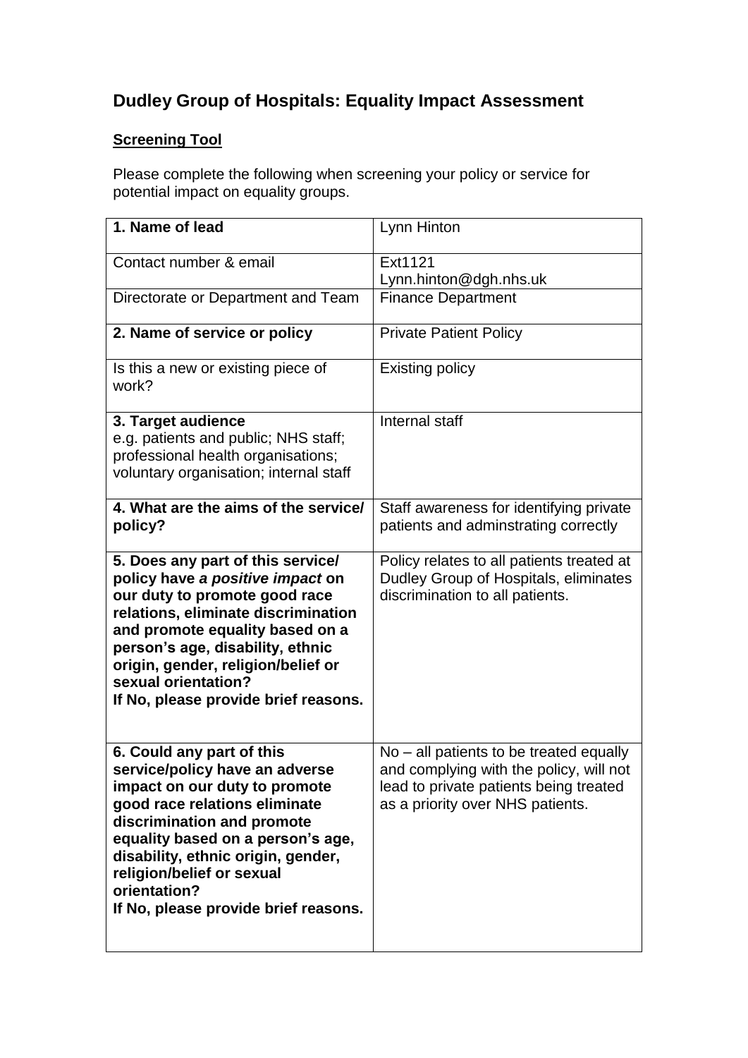# Dudley Group of Hospitals: Equality Impact Assessment

**Screening Tool**

Please complete the following when screening your policy or service for potential impact on equality groups.

| | |
|---|---|
| **1. Name of lead** | Lynn Hinton |
| Contact number & email | Ext1121<br>Lynn.hinton@dgh.nhs.uk |
| Directorate or Department and Team | Finance Department |
| **2. Name of service or policy** | Private Patient Policy |
| Is this a new or existing piece of work? | Existing policy |
| **3. Target audience**<br>e.g. patients and public; NHS staff; professional health organisations; voluntary organisation; internal staff | Internal staff |
| **4. What are the aims of the service/ policy?** | Staff awareness for identifying private patients and adminstrating correctly |
| **5. Does any part of this service/ policy have *a positive impact* on our duty to promote good race relations, eliminate discrimination and promote equality based on a person's age, disability, ethnic origin, gender, religion/belief or sexual orientation?**<br>**If No, please provide brief reasons.** | Policy relates to all patients treated at Dudley Group of Hospitals, eliminates discrimination to all patients. |
| **6. Could any part of this service/policy have an adverse impact on our duty to promote good race relations eliminate discrimination and promote equality based on a person's age, disability, ethnic origin, gender, religion/belief or sexual orientation?**<br>**If No, please provide brief reasons.** | No – all patients to be treated equally and complying with the policy, will not lead to private patients being treated as a priority over NHS patients. |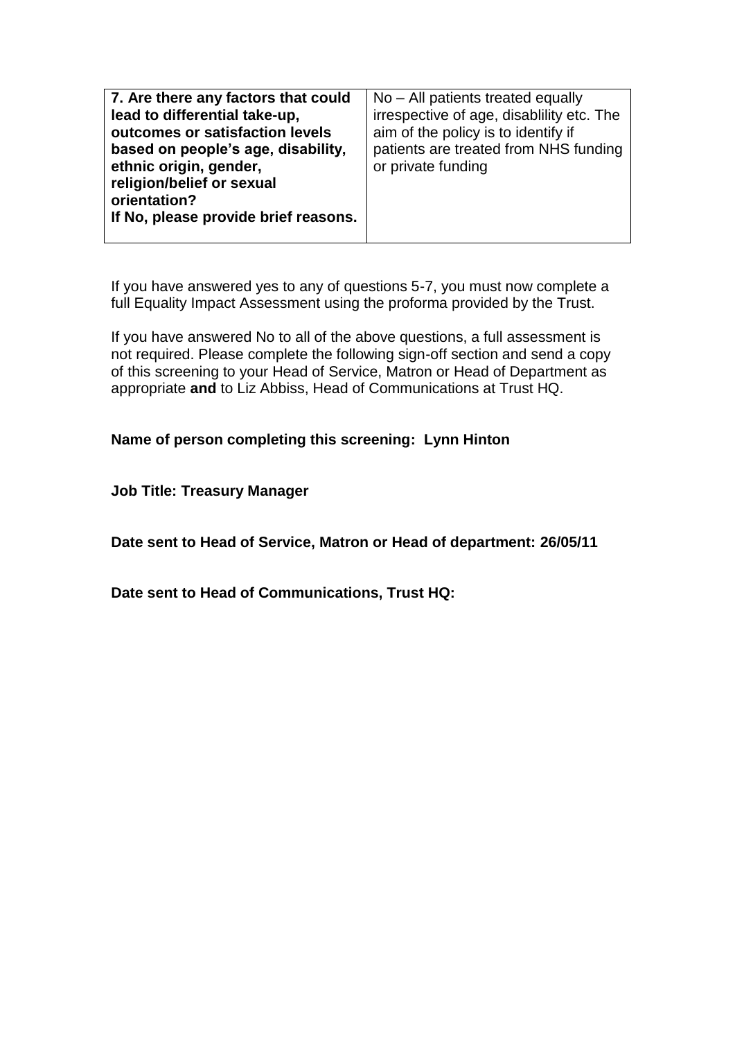| | |
|---|---|
| **7. Are there any factors that could lead to differential take-up, outcomes or satisfaction levels based on people's age, disability, ethnic origin, gender, religion/belief or sexual orientation? If No, please provide brief reasons.** | No – All patients treated equally irrespective of age, disablility etc. The aim of the policy is to identify if patients are treated from NHS funding or private funding |

If you have answered yes to any of questions 5-7, you must now complete a full Equality Impact Assessment using the proforma provided by the Trust.

If you have answered No to all of the above questions, a full assessment is not required. Please complete the following sign-off section and send a copy of this screening to your Head of Service, Matron or Head of Department as appropriate **and** to Liz Abbiss, Head of Communications at Trust HQ.

**Name of person completing this screening: Lynn Hinton**

**Job Title: Treasury Manager**

**Date sent to Head of Service, Matron or Head of department: 26/05/11**

**Date sent to Head of Communications, Trust HQ:**